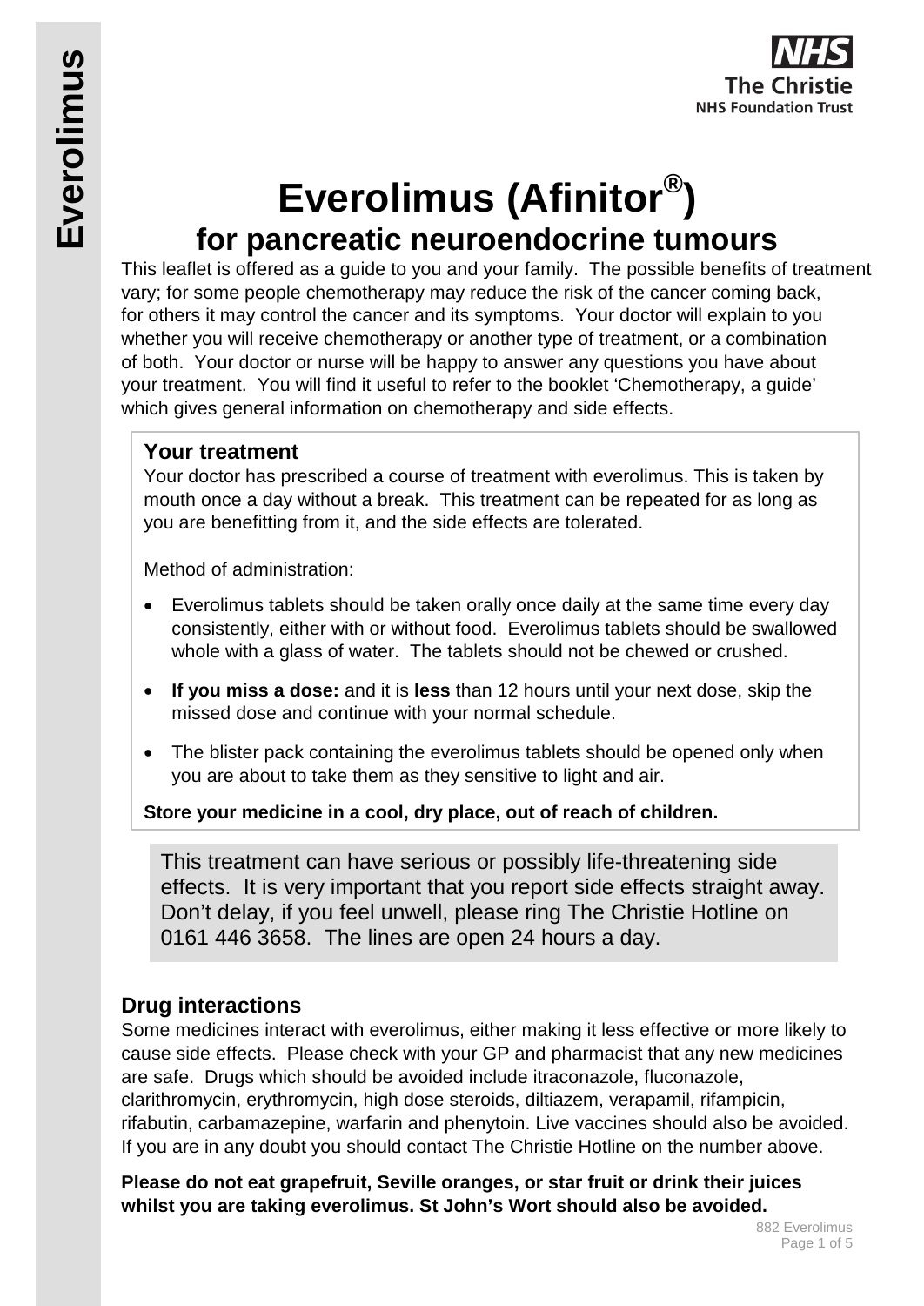# Everolimus (Afinitor®)

## for pancreatic neuroendocrine tumours

This leaflet is offered as a guide to you and your family. The possible benefits of treatment vary; for some people chemotherapy may reduce the risk of the cancer coming back, for others it may control the cancer and its symptoms. Your doctor will explain to you whether you will receive chemotherapy or another type of treatment, or a combination of both. Your doctor or nurse will be happy to answer any questions you have about your treatment. You will find it useful to refer to the booklet 'Chemotherapy, a guide' which gives general information on chemotherapy and side effects.

### Your treatment

Your doctor has prescribed a course of treatment with everolimus. This is taken by mouth once a day without a break. This treatment can be repeated for as long as you are benefitting from it, and the side effects are tolerated.

Method of administration:

- Everolimus tablets should be taken orally once daily at the same time every day consistently, either with or without food. Everolimus tablets should be swallowed whole with a glass of water. The tablets should not be chewed or crushed.
- **If you miss a dose:** and it is **less** than 12 hours until your next dose, skip the missed dose and continue with your normal schedule.
- The blister pack containing the everolimus tablets should be opened only when you are about to take them as they sensitive to light and air.

**Store your medicine in a cool, dry place, out of reach of children.**

This treatment can have serious or possibly life-threatening side effects. It is very important that you report side effects straight away. Don't delay, if you feel unwell, please ring The Christie Hotline on 0161 446 3658. The lines are open 24 hours a day.

### Drug interactions

Some medicines interact with everolimus, either making it less effective or more likely to cause side effects. Please check with your GP and pharmacist that any new medicines are safe. Drugs which should be avoided include itraconazole, fluconazole, clarithromycin, erythromycin, high dose steroids, diltiazem, verapamil, rifampicin, rifabutin, carbamazepine, warfarin and phenytoin. Live vaccines should also be avoided. If you are in any doubt you should contact The Christie Hotline on the number above.

**Please do not eat grapefruit, Seville oranges, or star fruit or drink their juices whilst you are taking everolimus. St John's Wort should also be avoided.**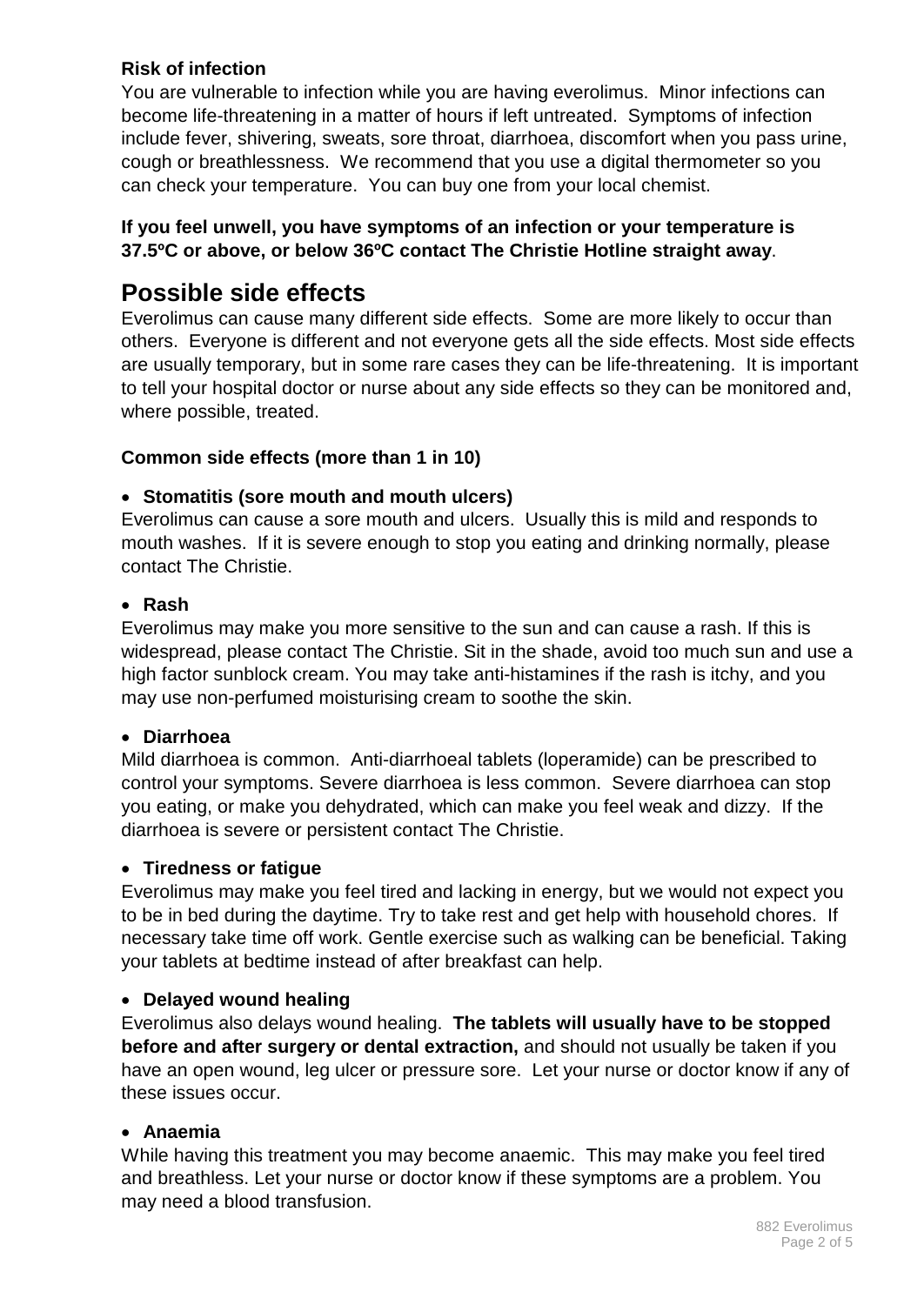**Risk of infection**

You are vulnerable to infection while you are having everolimus. Minor infections can become life-threatening in a matter of hours if left untreated. Symptoms of infection include fever, shivering, sweats, sore throat, diarrhoea, discomfort when you pass urine, cough or breathlessness. We recommend that you use a digital thermometer so you can check your temperature. You can buy one from your local chemist.

**If you feel unwell, you have symptoms of an infection or your temperature is 37.5ºC or above, or below 36ºC contact The Christie Hotline straight away**.

# Possible side effects

Everolimus can cause many different side effects. Some are more likely to occur than others. Everyone is different and not everyone gets all the side effects. Most side effects are usually temporary, but in some rare cases they can be life-threatening. It is important to tell your hospital doctor or nurse about any side effects so they can be monitored and, where possible, treated.

**Common side effects (more than 1 in 10)**

- **Stomatitis (sore mouth and mouth ulcers)**

Everolimus can cause a sore mouth and ulcers. Usually this is mild and responds to mouth washes. If it is severe enough to stop you eating and drinking normally, please contact The Christie.

- **Rash**

Everolimus may make you more sensitive to the sun and can cause a rash. If this is widespread, please contact The Christie. Sit in the shade, avoid too much sun and use a high factor sunblock cream. You may take anti-histamines if the rash is itchy, and you may use non-perfumed moisturising cream to soothe the skin.

- **Diarrhoea**

Mild diarrhoea is common. Anti-diarrhoeal tablets (loperamide) can be prescribed to control your symptoms. Severe diarrhoea is less common. Severe diarrhoea can stop you eating, or make you dehydrated, which can make you feel weak and dizzy. If the diarrhoea is severe or persistent contact The Christie.

- **Tiredness or fatigue**

Everolimus may make you feel tired and lacking in energy, but we would not expect you to be in bed during the daytime. Try to take rest and get help with household chores. If necessary take time off work. Gentle exercise such as walking can be beneficial. Taking your tablets at bedtime instead of after breakfast can help.

- **Delayed wound healing**

Everolimus also delays wound healing. **The tablets will usually have to be stopped before and after surgery or dental extraction,** and should not usually be taken if you have an open wound, leg ulcer or pressure sore. Let your nurse or doctor know if any of these issues occur.

- **Anaemia**

While having this treatment you may become anaemic. This may make you feel tired and breathless. Let your nurse or doctor know if these symptoms are a problem. You may need a blood transfusion.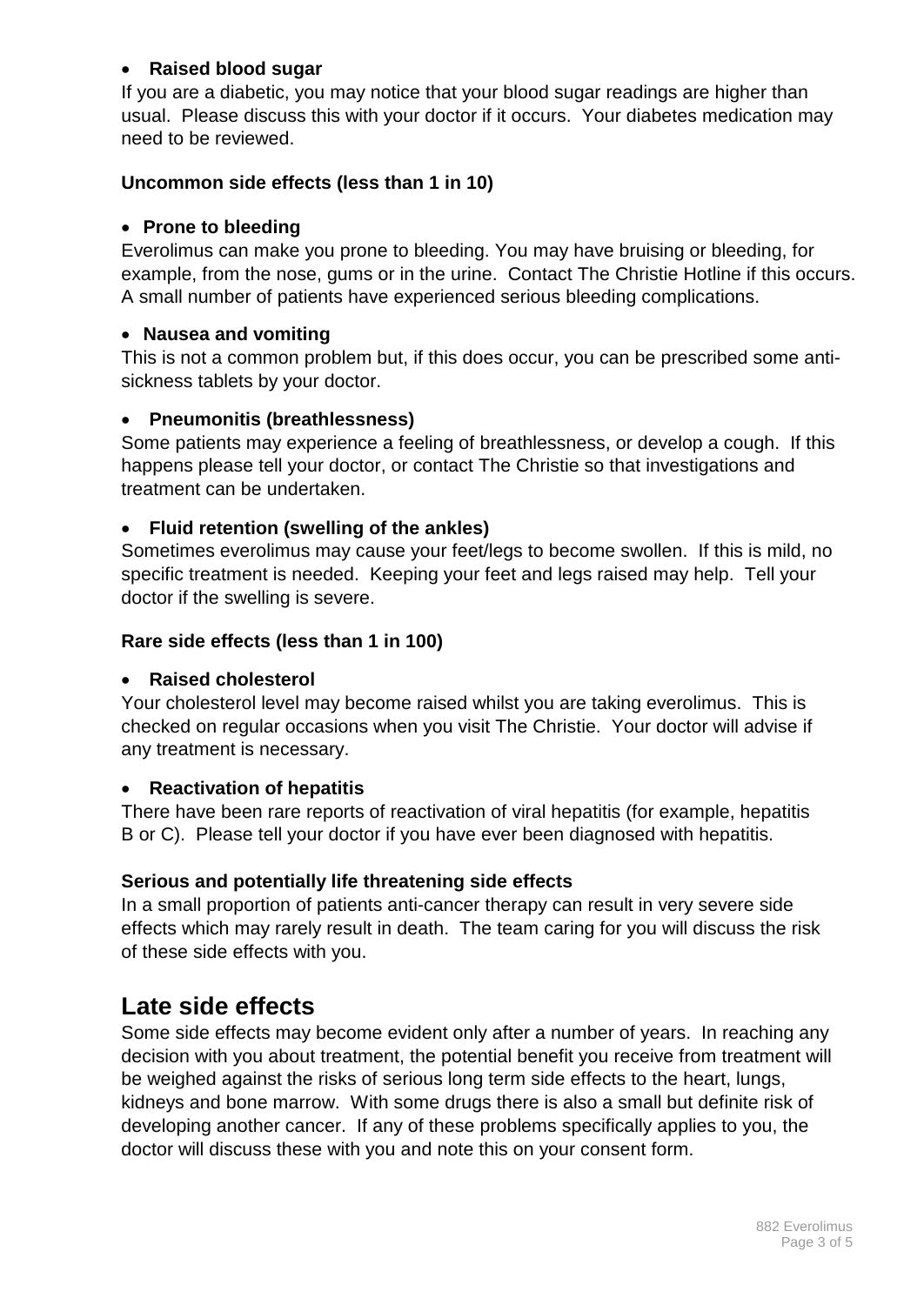- **Raised blood sugar**

If you are a diabetic, you may notice that your blood sugar readings are higher than usual. Please discuss this with your doctor if it occurs. Your diabetes medication may need to be reviewed.

**Uncommon side effects (less than 1 in 10)**

- **Prone to bleeding**

Everolimus can make you prone to bleeding. You may have bruising or bleeding, for example, from the nose, gums or in the urine. Contact The Christie Hotline if this occurs. A small number of patients have experienced serious bleeding complications.

- **Nausea and vomiting**

This is not a common problem but, if this does occur, you can be prescribed some anti-sickness tablets by your doctor.

- **Pneumonitis (breathlessness)**

Some patients may experience a feeling of breathlessness, or develop a cough. If this happens please tell your doctor, or contact The Christie so that investigations and treatment can be undertaken.

- **Fluid retention (swelling of the ankles)**

Sometimes everolimus may cause your feet/legs to become swollen. If this is mild, no specific treatment is needed. Keeping your feet and legs raised may help. Tell your doctor if the swelling is severe.

**Rare side effects (less than 1 in 100)**

- **Raised cholesterol**

Your cholesterol level may become raised whilst you are taking everolimus. This is checked on regular occasions when you visit The Christie. Your doctor will advise if any treatment is necessary.

- **Reactivation of hepatitis**

There have been rare reports of reactivation of viral hepatitis (for example, hepatitis B or C). Please tell your doctor if you have ever been diagnosed with hepatitis.

**Serious and potentially life threatening side effects**

In a small proportion of patients anti-cancer therapy can result in very severe side effects which may rarely result in death. The team caring for you will discuss the risk of these side effects with you.

## Late side effects

Some side effects may become evident only after a number of years. In reaching any decision with you about treatment, the potential benefit you receive from treatment will be weighed against the risks of serious long term side effects to the heart, lungs, kidneys and bone marrow. With some drugs there is also a small but definite risk of developing another cancer. If any of these problems specifically applies to you, the doctor will discuss these with you and note this on your consent form.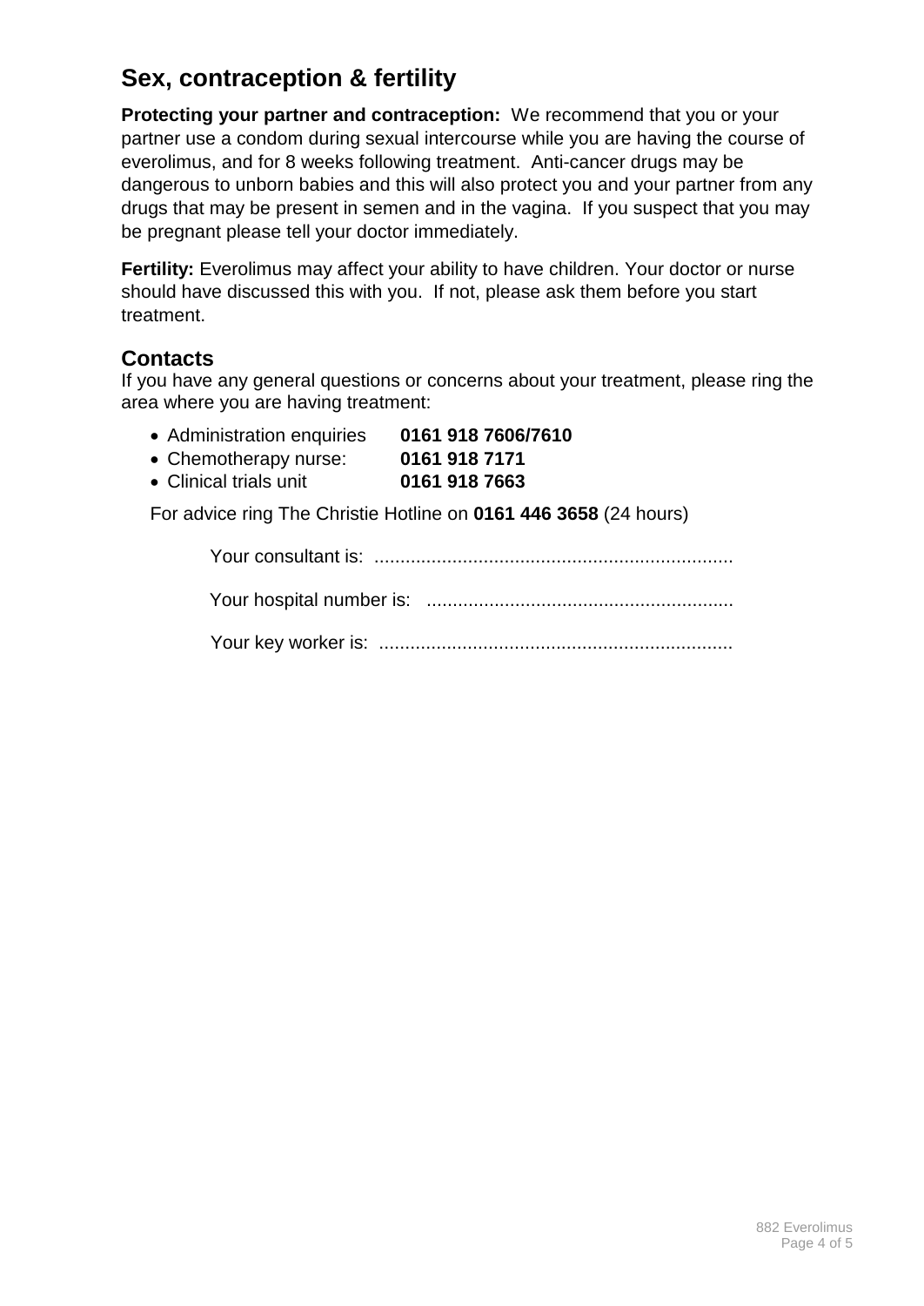## Sex, contraception & fertility

**Protecting your partner and contraception:** We recommend that you or your partner use a condom during sexual intercourse while you are having the course of everolimus, and for 8 weeks following treatment. Anti-cancer drugs may be dangerous to unborn babies and this will also protect you and your partner from any drugs that may be present in semen and in the vagina. If you suspect that you may be pregnant please tell your doctor immediately.

**Fertility:** Everolimus may affect your ability to have children. Your doctor or nurse should have discussed this with you. If not, please ask them before you start treatment.

### Contacts

If you have any general questions or concerns about your treatment, please ring the area where you are having treatment:

- Administration enquiries **0161 918 7606/7610**
- Chemotherapy nurse: **0161 918 7171**
- Clinical trials unit **0161 918 7663**

For advice ring The Christie Hotline on **0161 446 3658** (24 hours)

Your consultant is: ....................................................................

Your hospital number is: ...........................................................

Your key worker is: ...................................................................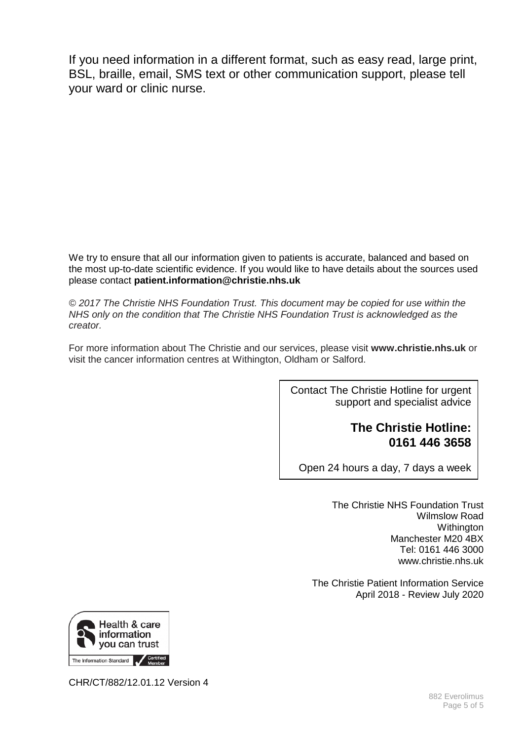If you need information in a different format, such as easy read, large print, BSL, braille, email, SMS text or other communication support, please tell your ward or clinic nurse.

We try to ensure that all our information given to patients is accurate, balanced and based on the most up-to-date scientific evidence. If you would like to have details about the sources used please contact **patient.information@christie.nhs.uk**

*© 2017 The Christie NHS Foundation Trust. This document may be copied for use within the NHS only on the condition that The Christie NHS Foundation Trust is acknowledged as the creator.*

For more information about The Christie and our services, please visit **www.christie.nhs.uk** or visit the cancer information centres at Withington, Oldham or Salford.

Contact The Christie Hotline for urgent support and specialist advice

**The Christie Hotline: 0161 446 3658**

Open 24 hours a day, 7 days a week

The Christie NHS Foundation Trust
Wilmslow Road
Withington
Manchester M20 4BX
Tel: 0161 446 3000
www.christie.nhs.uk

The Christie Patient Information Service
April 2018 - Review July 2020

Health & care information you can trust

The Information Standard — Certified Member

CHR/CT/882/12.01.12 Version 4